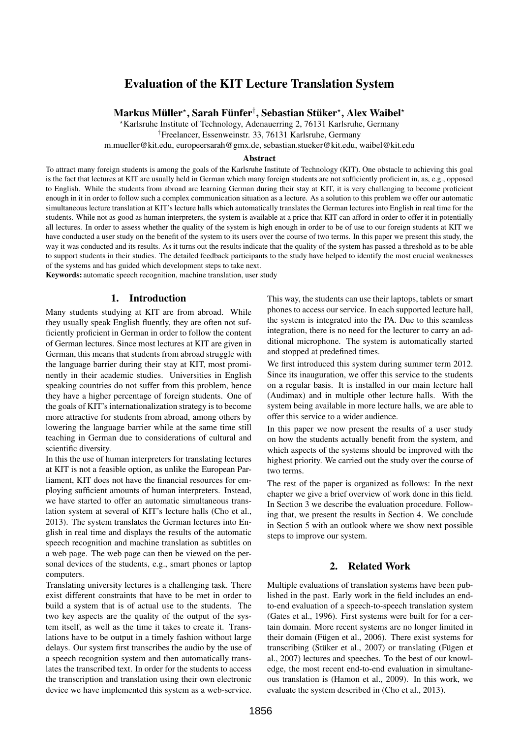# Evaluation of the KIT Lecture Translation System

**Markus Müller[⋆], Sarah Fünfer[†], Sebastian Stüker[⋆], Alex Waibel[⋆]**

[⋆]Karlsruhe Institute of Technology, Adenauerring 2, 76131 Karlsruhe, Germany
[†]Freelancer, Essenweinstr. 33, 76131 Karlsruhe, Germany
m.mueller@kit.edu, europeersarah@gmx.de, sebastian.stueker@kit.edu, waibel@kit.edu

### Abstract

To attract many foreign students is among the goals of the Karlsruhe Institute of Technology (KIT). One obstacle to achieving this goal is the fact that lectures at KIT are usually held in German which many foreign students are not sufficiently proficient in, as, e.g., opposed to English. While the students from abroad are learning German during their stay at KIT, it is very challenging to become proficient enough in it in order to follow such a complex communication situation as a lecture. As a solution to this problem we offer our automatic simultaneous lecture translation at KIT's lecture halls which automatically translates the German lectures into English in real time for the students. While not as good as human interpreters, the system is available at a price that KIT can afford in order to offer it in potentially all lectures. In order to assess whether the quality of the system is high enough in order to be of use to our foreign students at KIT we have conducted a user study on the benefit of the system to its users over the course of two terms. In this paper we present this study, the way it was conducted and its results. As it turns out the results indicate that the quality of the system has passed a threshold as to be able to support students in their studies. The detailed feedback participants to the study have helped to identify the most crucial weaknesses of the systems and has guided which development steps to take next.

**Keywords:** automatic speech recognition, machine translation, user study

## 1. Introduction

Many students studying at KIT are from abroad. While they usually speak English fluently, they are often not sufficiently proficient in German in order to follow the content of German lectures. Since most lectures at KIT are given in German, this means that students from abroad struggle with the language barrier during their stay at KIT, most prominently in their academic studies. Universities in English speaking countries do not suffer from this problem, hence they have a higher percentage of foreign students. One of the goals of KIT's internationalization strategy is to become more attractive for students from abroad, among others by lowering the language barrier while at the same time still teaching in German due to considerations of cultural and scientific diversity.

In this the use of human interpreters for translating lectures at KIT is not a feasible option, as unlike the European Parliament, KIT does not have the financial resources for employing sufficient amounts of human interpreters. Instead, we have started to offer an automatic simultaneous translation system at several of KIT's lecture halls (Cho et al., 2013). The system translates the German lectures into English in real time and displays the results of the automatic speech recognition and machine translation as subtitles on a web page. The web page can then be viewed on the personal devices of the students, e.g., smart phones or laptop computers.

Translating university lectures is a challenging task. There exist different constraints that have to be met in order to build a system that is of actual use to the students. The two key aspects are the quality of the output of the system itself, as well as the time it takes to create it. Translations have to be output in a timely fashion without large delays. Our system first transcribes the audio by the use of a speech recognition system and then automatically translates the transcribed text. In order for the students to access the transcription and translation using their own electronic device we have implemented this system as a web-service. This way, the students can use their laptops, tablets or smart phones to access our service. In each supported lecture hall, the system is integrated into the PA. Due to this seamless integration, there is no need for the lecturer to carry an additional microphone. The system is automatically started and stopped at predefined times.

We first introduced this system during summer term 2012. Since its inauguration, we offer this service to the students on a regular basis. It is installed in our main lecture hall (Audimax) and in multiple other lecture halls. With the system being available in more lecture halls, we are able to offer this service to a wider audience.

In this paper we now present the results of a user study on how the students actually benefit from the system, and which aspects of the systems should be improved with the highest priority. We carried out the study over the course of two terms.

The rest of the paper is organized as follows: In the next chapter we give a brief overview of work done in this field. In Section 3 we describe the evaluation procedure. Following that, we present the results in Section 4. We conclude in Section 5 with an outlook where we show next possible steps to improve our system.

## 2. Related Work

Multiple evaluations of translation systems have been published in the past. Early work in the field includes an end-to-end evaluation of a speech-to-speech translation system (Gates et al., 1996). First systems were built for for a certain domain. More recent systems are no longer limited in their domain (Fügen et al., 2006). There exist systems for transcribing (Stüker et al., 2007) or translating (Fügen et al., 2007) lectures and speeches. To the best of our knowledge, the most recent end-to-end evaluation in simultaneous translation is (Hamon et al., 2009). In this work, we evaluate the system described in (Cho et al., 2013).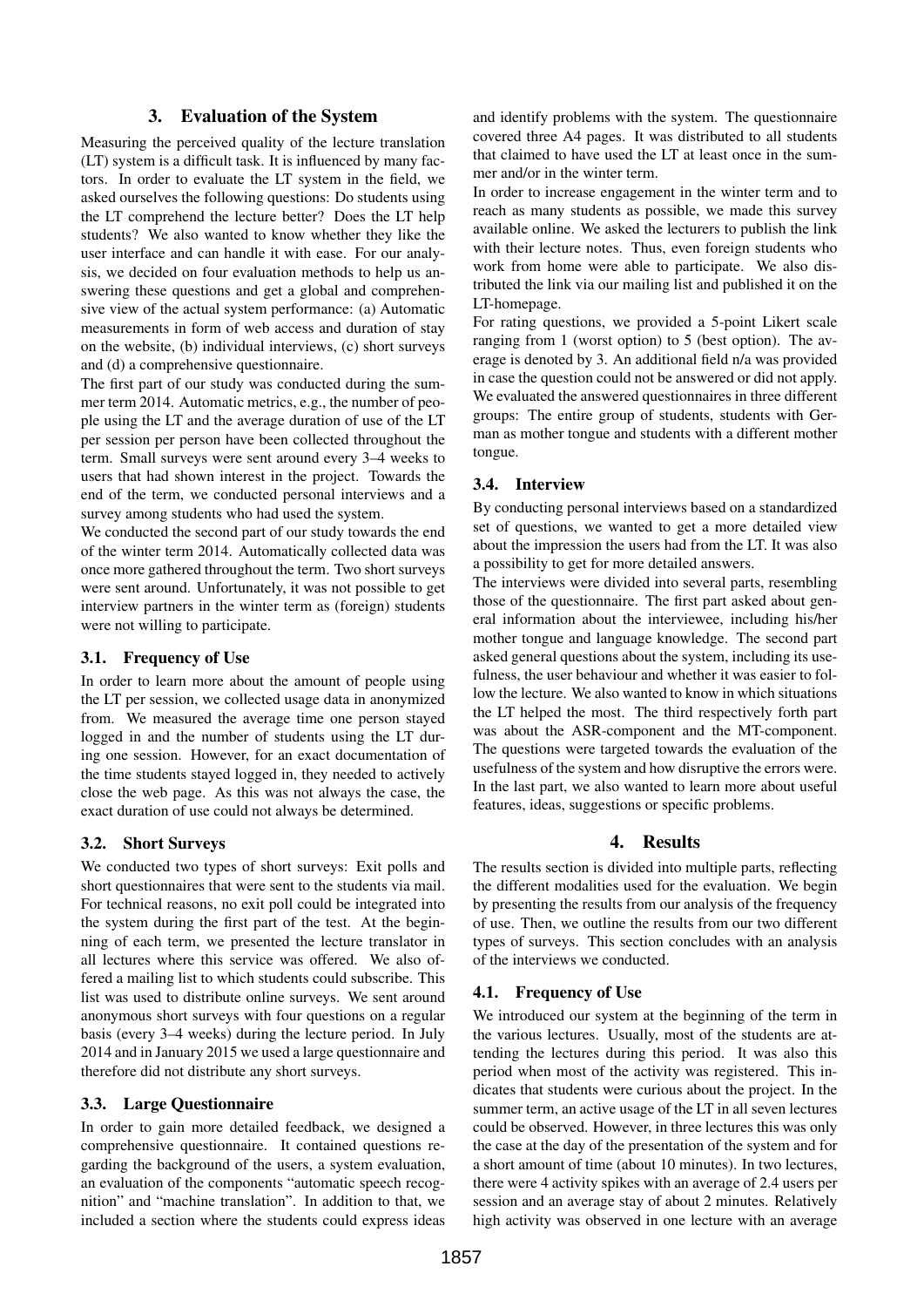## 3. Evaluation of the System

Measuring the perceived quality of the lecture translation (LT) system is a difficult task. It is influenced by many factors. In order to evaluate the LT system in the field, we asked ourselves the following questions: Do students using the LT comprehend the lecture better? Does the LT help students? We also wanted to know whether they like the user interface and can handle it with ease. For our analysis, we decided on four evaluation methods to help us answering these questions and get a global and comprehensive view of the actual system performance: (a) Automatic measurements in form of web access and duration of stay on the website, (b) individual interviews, (c) short surveys and (d) a comprehensive questionnaire.

The first part of our study was conducted during the summer term 2014. Automatic metrics, e.g., the number of people using the LT and the average duration of use of the LT per session per person have been collected throughout the term. Small surveys were sent around every 3–4 weeks to users that had shown interest in the project. Towards the end of the term, we conducted personal interviews and a survey among students who had used the system.

We conducted the second part of our study towards the end of the winter term 2014. Automatically collected data was once more gathered throughout the term. Two short surveys were sent around. Unfortunately, it was not possible to get interview partners in the winter term as (foreign) students were not willing to participate.

### 3.1. Frequency of Use

In order to learn more about the amount of people using the LT per session, we collected usage data in anonymized from. We measured the average time one person stayed logged in and the number of students using the LT during one session. However, for an exact documentation of the time students stayed logged in, they needed to actively close the web page. As this was not always the case, the exact duration of use could not always be determined.

### 3.2. Short Surveys

We conducted two types of short surveys: Exit polls and short questionnaires that were sent to the students via mail. For technical reasons, no exit poll could be integrated into the system during the first part of the test. At the beginning of each term, we presented the lecture translator in all lectures where this service was offered. We also offered a mailing list to which students could subscribe. This list was used to distribute online surveys. We sent around anonymous short surveys with four questions on a regular basis (every 3–4 weeks) during the lecture period. In July 2014 and in January 2015 we used a large questionnaire and therefore did not distribute any short surveys.

### 3.3. Large Questionnaire

In order to gain more detailed feedback, we designed a comprehensive questionnaire. It contained questions regarding the background of the users, a system evaluation, an evaluation of the components "automatic speech recognition" and "machine translation". In addition to that, we included a section where the students could express ideas and identify problems with the system. The questionnaire covered three A4 pages. It was distributed to all students that claimed to have used the LT at least once in the summer and/or in the winter term.

In order to increase engagement in the winter term and to reach as many students as possible, we made this survey available online. We asked the lecturers to publish the link with their lecture notes. Thus, even foreign students who work from home were able to participate. We also distributed the link via our mailing list and published it on the LT-homepage.

For rating questions, we provided a 5-point Likert scale ranging from 1 (worst option) to 5 (best option). The average is denoted by 3. An additional field n/a was provided in case the question could not be answered or did not apply. We evaluated the answered questionnaires in three different groups: The entire group of students, students with German as mother tongue and students with a different mother tongue.

### 3.4. Interview

By conducting personal interviews based on a standardized set of questions, we wanted to get a more detailed view about the impression the users had from the LT. It was also a possibility to get for more detailed answers.

The interviews were divided into several parts, resembling those of the questionnaire. The first part asked about general information about the interviewee, including his/her mother tongue and language knowledge. The second part asked general questions about the system, including its usefulness, the user behaviour and whether it was easier to follow the lecture. We also wanted to know in which situations the LT helped the most. The third respectively forth part was about the ASR-component and the MT-component. The questions were targeted towards the evaluation of the usefulness of the system and how disruptive the errors were. In the last part, we also wanted to learn more about useful features, ideas, suggestions or specific problems.

## 4. Results

The results section is divided into multiple parts, reflecting the different modalities used for the evaluation. We begin by presenting the results from our analysis of the frequency of use. Then, we outline the results from our two different types of surveys. This section concludes with an analysis of the interviews we conducted.

### 4.1. Frequency of Use

We introduced our system at the beginning of the term in the various lectures. Usually, most of the students are attending the lectures during this period. It was also this period when most of the activity was registered. This indicates that students were curious about the project. In the summer term, an active usage of the LT in all seven lectures could be observed. However, in three lectures this was only the case at the day of the presentation of the system and for a short amount of time (about 10 minutes). In two lectures, there were 4 activity spikes with an average of 2.4 users per session and an average stay of about 2 minutes. Relatively high activity was observed in one lecture with an average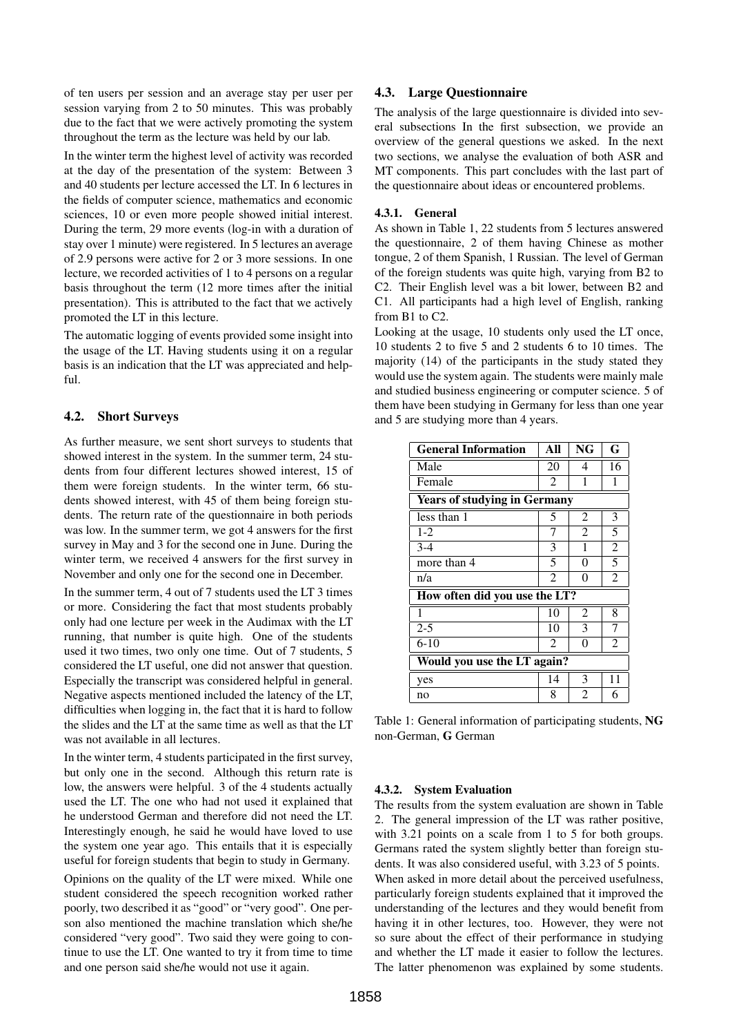of ten users per session and an average stay per user per session varying from 2 to 50 minutes. This was probably due to the fact that we were actively promoting the system throughout the term as the lecture was held by our lab.

In the winter term the highest level of activity was recorded at the day of the presentation of the system: Between 3 and 40 students per lecture accessed the LT. In 6 lectures in the fields of computer science, mathematics and economic sciences, 10 or even more people showed initial interest. During the term, 29 more events (log-in with a duration of stay over 1 minute) were registered. In 5 lectures an average of 2.9 persons were active for 2 or 3 more sessions. In one lecture, we recorded activities of 1 to 4 persons on a regular basis throughout the term (12 more times after the initial presentation). This is attributed to the fact that we actively promoted the LT in this lecture.

The automatic logging of events provided some insight into the usage of the LT. Having students using it on a regular basis is an indication that the LT was appreciated and helpful.

### 4.2. Short Surveys

As further measure, we sent short surveys to students that showed interest in the system. In the summer term, 24 students from four different lectures showed interest, 15 of them were foreign students. In the winter term, 66 students showed interest, with 45 of them being foreign students. The return rate of the questionnaire in both periods was low. In the summer term, we got 4 answers for the first survey in May and 3 for the second one in June. During the winter term, we received 4 answers for the first survey in November and only one for the second one in December.

In the summer term, 4 out of 7 students used the LT 3 times or more. Considering the fact that most students probably only had one lecture per week in the Audimax with the LT running, that number is quite high. One of the students used it two times, two only one time. Out of 7 students, 5 considered the LT useful, one did not answer that question. Especially the transcript was considered helpful in general. Negative aspects mentioned included the latency of the LT, difficulties when logging in, the fact that it is hard to follow the slides and the LT at the same time as well as that the LT was not available in all lectures.

In the winter term, 4 students participated in the first survey, but only one in the second. Although this return rate is low, the answers were helpful. 3 of the 4 students actually used the LT. The one who had not used it explained that he understood German and therefore did not need the LT. Interestingly enough, he said he would have loved to use the system one year ago. This entails that it is especially useful for foreign students that begin to study in Germany.

Opinions on the quality of the LT were mixed. While one student considered the speech recognition worked rather poorly, two described it as "good" or "very good". One person also mentioned the machine translation which she/he considered "very good". Two said they were going to continue to use the LT. One wanted to try it from time to time and one person said she/he would not use it again.

### 4.3. Large Questionnaire

The analysis of the large questionnaire is divided into several subsections In the first subsection, we provide an overview of the general questions we asked. In the next two sections, we analyse the evaluation of both ASR and MT components. This part concludes with the last part of the questionnaire about ideas or encountered problems.

#### 4.3.1. General

As shown in Table 1, 22 students from 5 lectures answered the questionnaire, 2 of them having Chinese as mother tongue, 2 of them Spanish, 1 Russian. The level of German of the foreign students was quite high, varying from B2 to C2. Their English level was a bit lower, between B2 and C1. All participants had a high level of English, ranking from B1 to C2.

Looking at the usage, 10 students only used the LT once, 10 students 2 to five 5 and 2 students 6 to 10 times. The majority (14) of the participants in the study stated they would use the system again. The students were mainly male and studied business engineering or computer science. 5 of them have been studying in Germany for less than one year and 5 are studying more than 4 years.

| **General Information** | **All** | **NG** | **G** |
|---|---|---|---|
| Male | 20 | 4 | 16 |
| Female | 2 | 1 | 1 |
| **Years of studying in Germany** | | | |
| less than 1 | 5 | 2 | 3 |
| 1-2 | 7 | 2 | 5 |
| 3-4 | 3 | 1 | 2 |
| more than 4 | 5 | 0 | 5 |
| n/a | 2 | 0 | 2 |
| **How often did you use the LT?** | | | |
| 1 | 10 | 2 | 8 |
| 2-5 | 10 | 3 | 7 |
| 6-10 | 2 | 0 | 2 |
| **Would you use the LT again?** | | | |
| yes | 14 | 3 | 11 |
| no | 8 | 2 | 6 |

Table 1: General information of participating students, **NG** non-German, **G** German

#### 4.3.2. System Evaluation

The results from the system evaluation are shown in Table 2. The general impression of the LT was rather positive, with 3.21 points on a scale from 1 to 5 for both groups. Germans rated the system slightly better than foreign students. It was also considered useful, with 3.23 of 5 points.

When asked in more detail about the perceived usefulness, particularly foreign students explained that it improved the understanding of the lectures and they would benefit from having it in other lectures, too. However, they were not so sure about the effect of their performance in studying and whether the LT made it easier to follow the lectures. The latter phenomenon was explained by some students.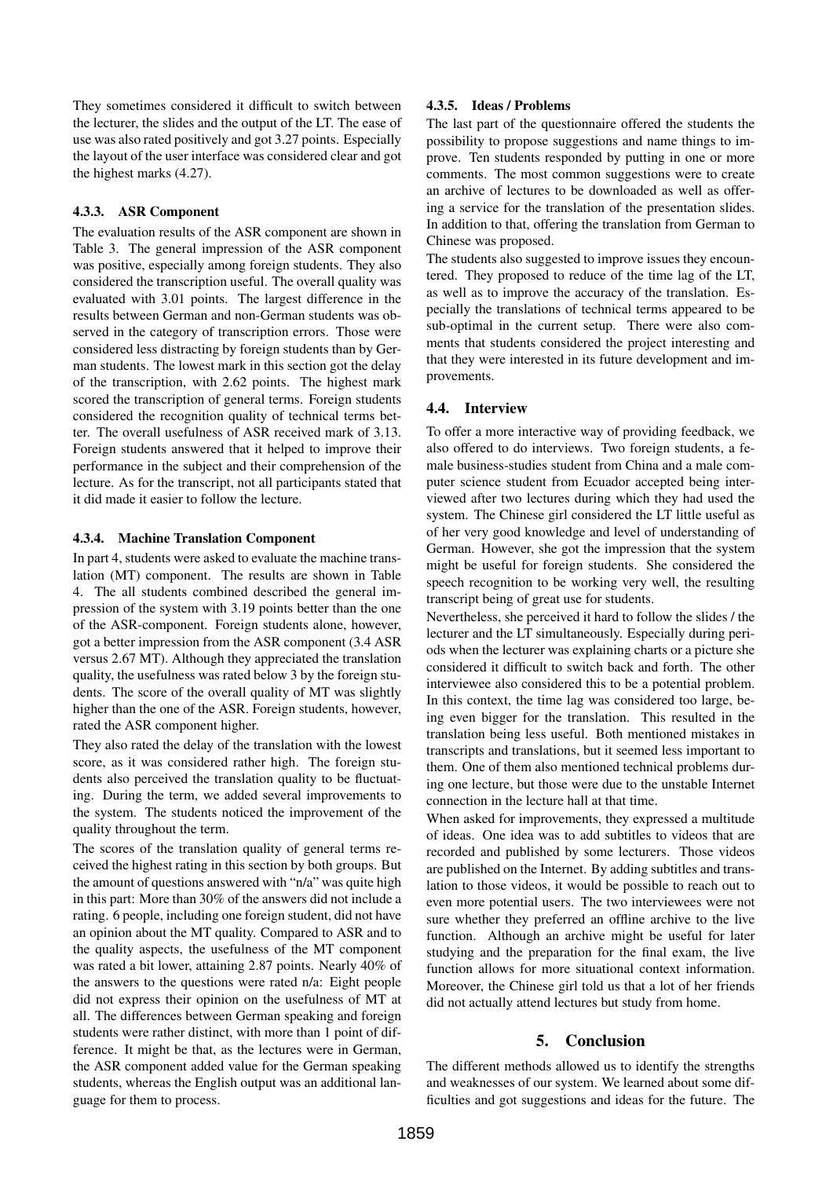They sometimes considered it difficult to switch between the lecturer, the slides and the output of the LT. The ease of use was also rated positively and got 3.27 points. Especially the layout of the user interface was considered clear and got the highest marks (4.27).

#### 4.3.3. ASR Component

The evaluation results of the ASR component are shown in Table 3. The general impression of the ASR component was positive, especially among foreign students. They also considered the transcription useful. The overall quality was evaluated with 3.01 points. The largest difference in the results between German and non-German students was observed in the category of transcription errors. Those were considered less distracting by foreign students than by German students. The lowest mark in this section got the delay of the transcription, with 2.62 points. The highest mark scored the transcription of general terms. Foreign students considered the recognition quality of technical terms better. The overall usefulness of ASR received mark of 3.13. Foreign students answered that it helped to improve their performance in the subject and their comprehension of the lecture. As for the transcript, not all participants stated that it did made it easier to follow the lecture.

#### 4.3.4. Machine Translation Component

In part 4, students were asked to evaluate the machine translation (MT) component. The results are shown in Table 4. The all students combined described the general impression of the system with 3.19 points better than the one of the ASR-component. Foreign students alone, however, got a better impression from the ASR component (3.4 ASR versus 2.67 MT). Although they appreciated the translation quality, the usefulness was rated below 3 by the foreign students. The score of the overall quality of MT was slightly higher than the one of the ASR. Foreign students, however, rated the ASR component higher.

They also rated the delay of the translation with the lowest score, as it was considered rather high. The foreign students also perceived the translation quality to be fluctuating. During the term, we added several improvements to the system. The students noticed the improvement of the quality throughout the term.

The scores of the translation quality of general terms received the highest rating in this section by both groups. But the amount of questions answered with "n/a" was quite high in this part: More than 30% of the answers did not include a rating. 6 people, including one foreign student, did not have an opinion about the MT quality. Compared to ASR and to the quality aspects, the usefulness of the MT component was rated a bit lower, attaining 2.87 points. Nearly 40% of the answers to the questions were rated n/a: Eight people did not express their opinion on the usefulness of MT at all. The differences between German speaking and foreign students were rather distinct, with more than 1 point of difference. It might be that, as the lectures were in German, the ASR component added value for the German speaking students, whereas the English output was an additional language for them to process.

#### 4.3.5. Ideas / Problems

The last part of the questionnaire offered the students the possibility to propose suggestions and name things to improve. Ten students responded by putting in one or more comments. The most common suggestions were to create an archive of lectures to be downloaded as well as offering a service for the translation of the presentation slides. In addition to that, offering the translation from German to Chinese was proposed.

The students also suggested to improve issues they encountered. They proposed to reduce of the time lag of the LT, as well as to improve the accuracy of the translation. Especially the translations of technical terms appeared to be sub-optimal in the current setup. There were also comments that students considered the project interesting and that they were interested in its future development and improvements.

### 4.4. Interview

To offer a more interactive way of providing feedback, we also offered to do interviews. Two foreign students, a female business-studies student from China and a male computer science student from Ecuador accepted being interviewed after two lectures during which they had used the system. The Chinese girl considered the LT little useful as of her very good knowledge and level of understanding of German. However, she got the impression that the system might be useful for foreign students. She considered the speech recognition to be working very well, the resulting transcript being of great use for students.

Nevertheless, she perceived it hard to follow the slides / the lecturer and the LT simultaneously. Especially during periods when the lecturer was explaining charts or a picture she considered it difficult to switch back and forth. The other interviewee also considered this to be a potential problem. In this context, the time lag was considered too large, being even bigger for the translation. This resulted in the translation being less useful. Both mentioned mistakes in transcripts and translations, but it seemed less important to them. One of them also mentioned technical problems during one lecture, but those were due to the unstable Internet connection in the lecture hall at that time.

When asked for improvements, they expressed a multitude of ideas. One idea was to add subtitles to videos that are recorded and published by some lecturers. Those videos are published on the Internet. By adding subtitles and translation to those videos, it would be possible to reach out to even more potential users. The two interviewees were not sure whether they preferred an offline archive to the live function. Although an archive might be useful for later studying and the preparation for the final exam, the live function allows for more situational context information. Moreover, the Chinese girl told us that a lot of her friends did not actually attend lectures but study from home.

## 5. Conclusion

The different methods allowed us to identify the strengths and weaknesses of our system. We learned about some difficulties and got suggestions and ideas for the future. The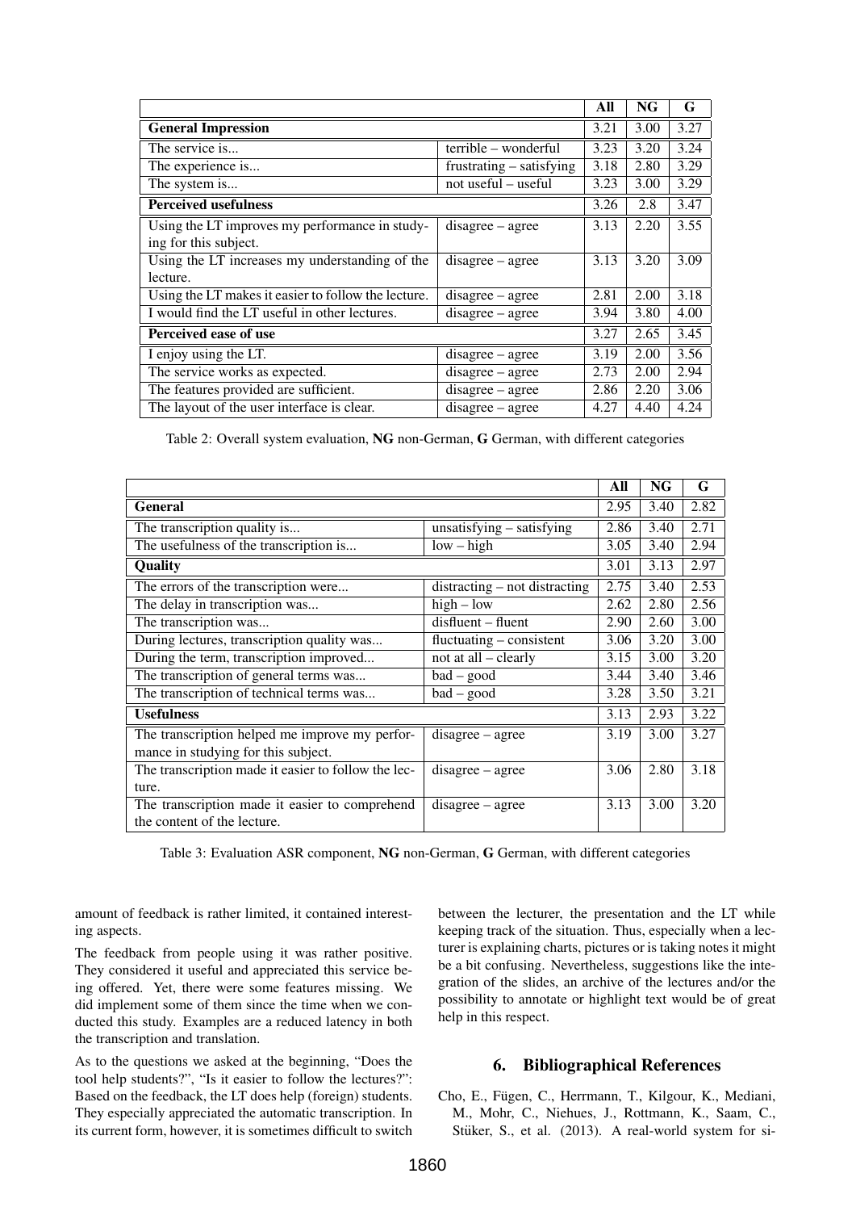| | | All | NG | G |
|---|---|---|---|---|
| **General Impression** | | 3.21 | 3.00 | 3.27 |
| The service is... | terrible – wonderful | 3.23 | 3.20 | 3.24 |
| The experience is... | frustrating – satisfying | 3.18 | 2.80 | 3.29 |
| The system is... | not useful – useful | 3.23 | 3.00 | 3.29 |
| **Perceived usefulness** | | 3.26 | 2.8 | 3.47 |
| Using the LT improves my performance in studying for this subject. | disagree – agree | 3.13 | 2.20 | 3.55 |
| Using the LT increases my understanding of the lecture. | disagree – agree | 3.13 | 3.20 | 3.09 |
| Using the LT makes it easier to follow the lecture. | disagree – agree | 2.81 | 2.00 | 3.18 |
| I would find the LT useful in other lectures. | disagree – agree | 3.94 | 3.80 | 4.00 |
| **Perceived ease of use** | | 3.27 | 2.65 | 3.45 |
| I enjoy using the LT. | disagree – agree | 3.19 | 2.00 | 3.56 |
| The service works as expected. | disagree – agree | 2.73 | 2.00 | 2.94 |
| The features provided are sufficient. | disagree – agree | 2.86 | 2.20 | 3.06 |
| The layout of the user interface is clear. | disagree – agree | 4.27 | 4.40 | 4.24 |

Table 2: Overall system evaluation, **NG** non-German, **G** German, with different categories

| | | All | NG | G |
|---|---|---|---|---|
| **General** | | 2.95 | 3.40 | 2.82 |
| The transcription quality is... | unsatisfying – satisfying | 2.86 | 3.40 | 2.71 |
| The usefulness of the transcription is... | low – high | 3.05 | 3.40 | 2.94 |
| **Quality** | | 3.01 | 3.13 | 2.97 |
| The errors of the transcription were... | distracting – not distracting | 2.75 | 3.40 | 2.53 |
| The delay in transcription was... | high – low | 2.62 | 2.80 | 2.56 |
| The transcription was... | disfluent – fluent | 2.90 | 2.60 | 3.00 |
| During lectures, transcription quality was... | fluctuating – consistent | 3.06 | 3.20 | 3.00 |
| During the term, transcription improved... | not at all – clearly | 3.15 | 3.00 | 3.20 |
| The transcription of general terms was... | bad – good | 3.44 | 3.40 | 3.46 |
| The transcription of technical terms was... | bad – good | 3.28 | 3.50 | 3.21 |
| **Usefulness** | | 3.13 | 2.93 | 3.22 |
| The transcription helped me improve my performance in studying for this subject. | disagree – agree | 3.19 | 3.00 | 3.27 |
| The transcription made it easier to follow the lecture. | disagree – agree | 3.06 | 2.80 | 3.18 |
| The transcription made it easier to comprehend the content of the lecture. | disagree – agree | 3.13 | 3.00 | 3.20 |

Table 3: Evaluation ASR component, **NG** non-German, **G** German, with different categories

amount of feedback is rather limited, it contained interesting aspects.

The feedback from people using it was rather positive. They considered it useful and appreciated this service being offered. Yet, there were some features missing. We did implement some of them since the time when we conducted this study. Examples are a reduced latency in both the transcription and translation.

As to the questions we asked at the beginning, "Does the tool help students?", "Is it easier to follow the lectures?": Based on the feedback, the LT does help (foreign) students. They especially appreciated the automatic transcription. In its current form, however, it is sometimes difficult to switch between the lecturer, the presentation and the LT while keeping track of the situation. Thus, especially when a lecturer is explaining charts, pictures or is taking notes it might be a bit confusing. Nevertheless, suggestions like the integration of the slides, an archive of the lectures and/or the possibility to annotate or highlight text would be of great help in this respect.

## 6. Bibliographical References

Cho, E., Fügen, C., Herrmann, T., Kilgour, K., Mediani, M., Mohr, C., Niehues, J., Rottmann, K., Saam, C., Stüker, S., et al. (2013). A real-world system for si-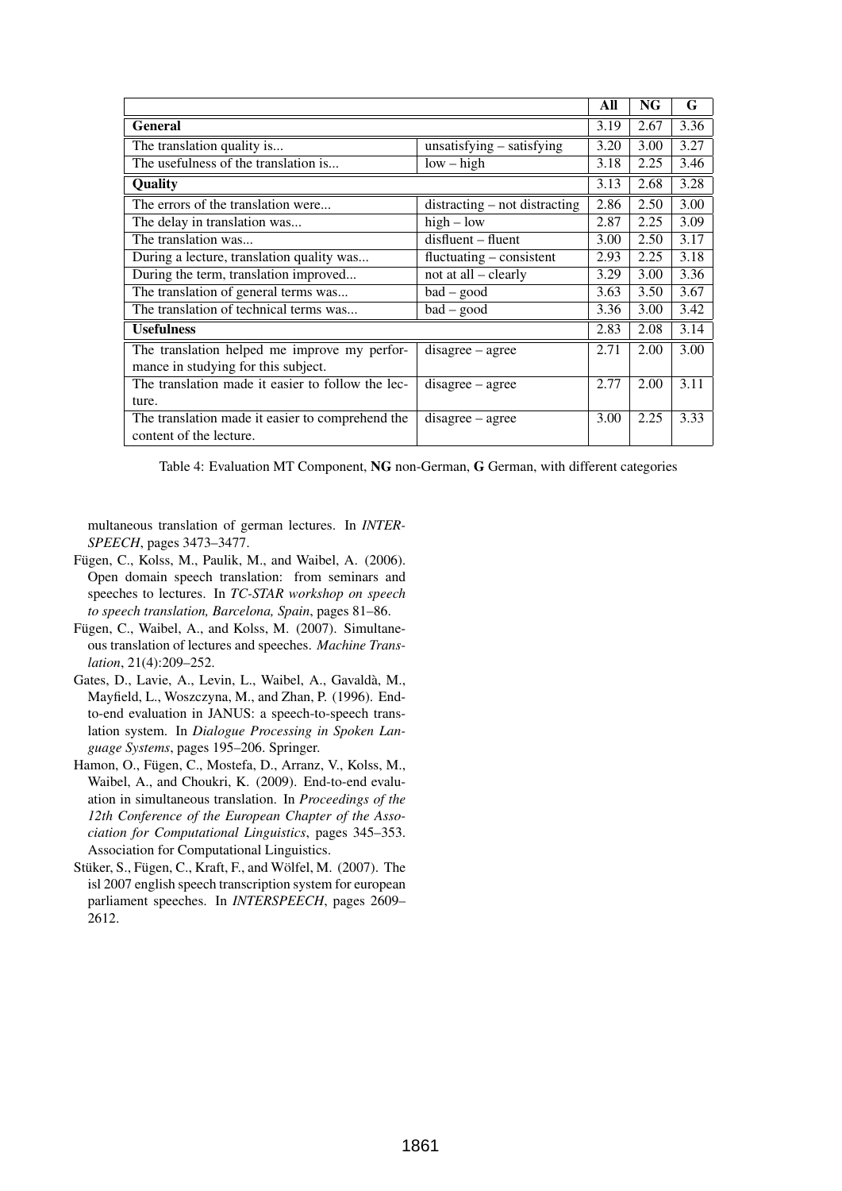| | | All | NG | G |
|---|---|---|---|---|
| **General** | | 3.19 | 2.67 | 3.36 |
| The translation quality is... | unsatisfying – satisfying | 3.20 | 3.00 | 3.27 |
| The usefulness of the translation is... | low – high | 3.18 | 2.25 | 3.46 |
| **Quality** | | 3.13 | 2.68 | 3.28 |
| The errors of the translation were... | distracting – not distracting | 2.86 | 2.50 | 3.00 |
| The delay in translation was... | high – low | 2.87 | 2.25 | 3.09 |
| The translation was... | disfluent – fluent | 3.00 | 2.50 | 3.17 |
| During a lecture, translation quality was... | fluctuating – consistent | 2.93 | 2.25 | 3.18 |
| During the term, translation improved... | not at all – clearly | 3.29 | 3.00 | 3.36 |
| The translation of general terms was... | bad – good | 3.63 | 3.50 | 3.67 |
| The translation of technical terms was... | bad – good | 3.36 | 3.00 | 3.42 |
| **Usefulness** | | 2.83 | 2.08 | 3.14 |
| The translation helped me improve my performance in studying for this subject. | disagree – agree | 2.71 | 2.00 | 3.00 |
| The translation made it easier to follow the lecture. | disagree – agree | 2.77 | 2.00 | 3.11 |
| The translation made it easier to comprehend the content of the lecture. | disagree – agree | 3.00 | 2.25 | 3.33 |

Table 4: Evaluation MT Component, **NG** non-German, **G** German, with different categories

multaneous translation of german lectures. In *INTERSPEECH*, pages 3473–3477.

Fügen, C., Kolss, M., Paulik, M., and Waibel, A. (2006). Open domain speech translation: from seminars and speeches to lectures. In *TC-STAR workshop on speech to speech translation, Barcelona, Spain*, pages 81–86.

Fügen, C., Waibel, A., and Kolss, M. (2007). Simultaneous translation of lectures and speeches. *Machine Translation*, 21(4):209–252.

Gates, D., Lavie, A., Levin, L., Waibel, A., Gavaldà, M., Mayfield, L., Woszczyna, M., and Zhan, P. (1996). End-to-end evaluation in JANUS: a speech-to-speech translation system. In *Dialogue Processing in Spoken Language Systems*, pages 195–206. Springer.

Hamon, O., Fügen, C., Mostefa, D., Arranz, V., Kolss, M., Waibel, A., and Choukri, K. (2009). End-to-end evaluation in simultaneous translation. In *Proceedings of the 12th Conference of the European Chapter of the Association for Computational Linguistics*, pages 345–353. Association for Computational Linguistics.

Stüker, S., Fügen, C., Kraft, F., and Wölfel, M. (2007). The isl 2007 english speech transcription system for european parliament speeches. In *INTERSPEECH*, pages 2609–2612.